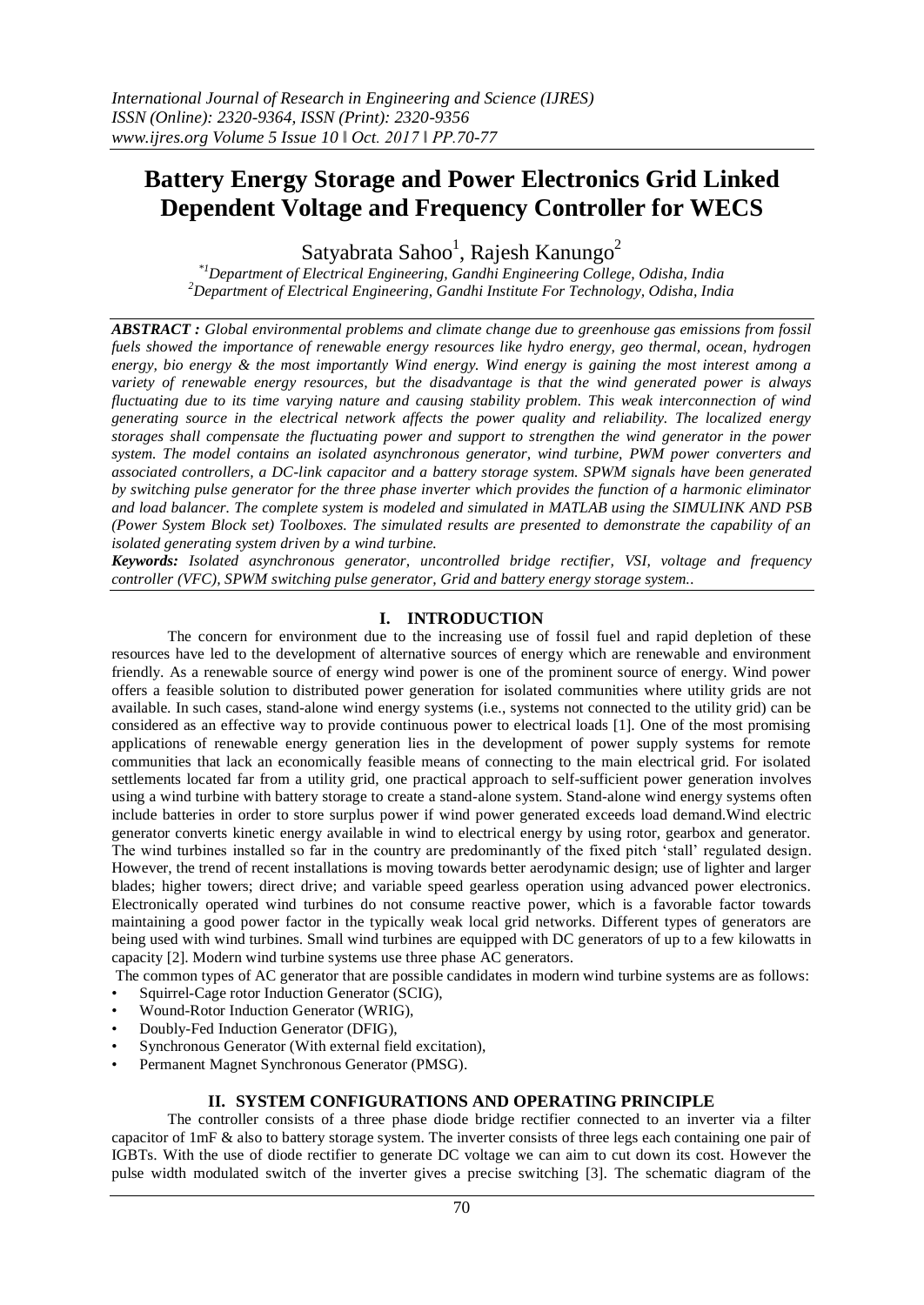# Battery Energy Storage and Power Electronics Grid Linked Dependent Voltage and Frequency Controller for WECS

Satyabrata Sahoo[1], Rajesh Kanungo[2]

[*1]Department of Electrical Engineering, Gandhi Engineering College, Odisha, India
[2]Department of Electrical Engineering, Gandhi Institute For Technology, Odisha, India

***ABSTRACT :*** *Global environmental problems and climate change due to greenhouse gas emissions from fossil fuels showed the importance of renewable energy resources like hydro energy, geo thermal, ocean, hydrogen energy, bio energy & the most importantly Wind energy. Wind energy is gaining the most interest among a variety of renewable energy resources, but the disadvantage is that the wind generated power is always fluctuating due to its time varying nature and causing stability problem. This weak interconnection of wind generating source in the electrical network affects the power quality and reliability. The localized energy storages shall compensate the fluctuating power and support to strengthen the wind generator in the power system. The model contains an isolated asynchronous generator, wind turbine, PWM power converters and associated controllers, a DC-link capacitor and a battery storage system. SPWM signals have been generated by switching pulse generator for the three phase inverter which provides the function of a harmonic eliminator and load balancer. The complete system is modeled and simulated in MATLAB using the SIMULINK AND PSB (Power System Block set) Toolboxes. The simulated results are presented to demonstrate the capability of an isolated generating system driven by a wind turbine.*

***Keywords:*** *Isolated asynchronous generator, uncontrolled bridge rectifier, VSI, voltage and frequency controller (VFC), SPWM switching pulse generator, Grid and battery energy storage system..*

## I. INTRODUCTION

The concern for environment due to the increasing use of fossil fuel and rapid depletion of these resources have led to the development of alternative sources of energy which are renewable and environment friendly. As a renewable source of energy wind power is one of the prominent source of energy. Wind power offers a feasible solution to distributed power generation for isolated communities where utility grids are not available. In such cases, stand-alone wind energy systems (i.e., systems not connected to the utility grid) can be considered as an effective way to provide continuous power to electrical loads [1]. One of the most promising applications of renewable energy generation lies in the development of power supply systems for remote communities that lack an economically feasible means of connecting to the main electrical grid. For isolated settlements located far from a utility grid, one practical approach to self-sufficient power generation involves using a wind turbine with battery storage to create a stand-alone system. Stand-alone wind energy systems often include batteries in order to store surplus power if wind power generated exceeds load demand.Wind electric generator converts kinetic energy available in wind to electrical energy by using rotor, gearbox and generator. The wind turbines installed so far in the country are predominantly of the fixed pitch 'stall' regulated design. However, the trend of recent installations is moving towards better aerodynamic design; use of lighter and larger blades; higher towers; direct drive; and variable speed gearless operation using advanced power electronics. Electronically operated wind turbines do not consume reactive power, which is a favorable factor towards maintaining a good power factor in the typically weak local grid networks. Different types of generators are being used with wind turbines. Small wind turbines are equipped with DC generators of up to a few kilowatts in capacity [2]. Modern wind turbine systems use three phase AC generators.

The common types of AC generator that are possible candidates in modern wind turbine systems are as follows:

- Squirrel-Cage rotor Induction Generator (SCIG),
- Wound-Rotor Induction Generator (WRIG),
- Doubly-Fed Induction Generator (DFIG),
- Synchronous Generator (With external field excitation),
- Permanent Magnet Synchronous Generator (PMSG).

## II. SYSTEM CONFIGURATIONS AND OPERATING PRINCIPLE

The controller consists of a three phase diode bridge rectifier connected to an inverter via a filter capacitor of 1mF & also to battery storage system. The inverter consists of three legs each containing one pair of IGBTs. With the use of diode rectifier to generate DC voltage we can aim to cut down its cost. However the pulse width modulated switch of the inverter gives a precise switching [3]. The schematic diagram of the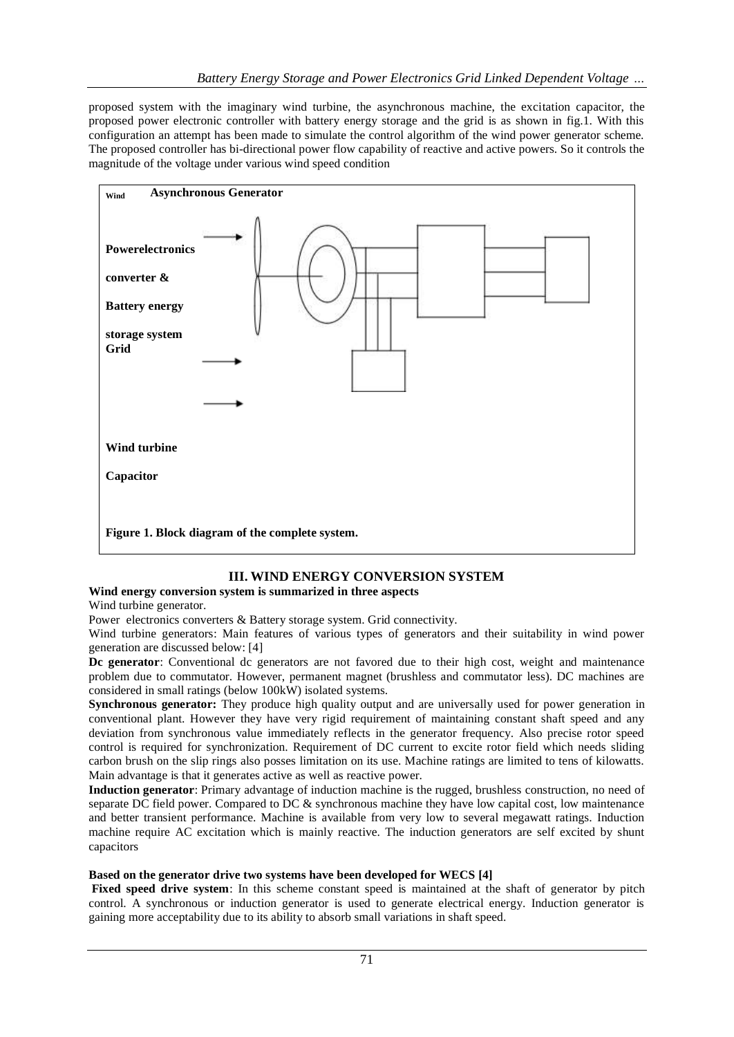proposed system with the imaginary wind turbine, the asynchronous machine, the excitation capacitor, the proposed power electronic controller with battery energy storage and the grid is as shown in fig.1. With this configuration an attempt has been made to simulate the control algorithm of the wind power generator scheme. The proposed controller has bi-directional power flow capability of reactive and active powers. So it controls the magnitude of the voltage under various wind speed condition

Wind **Asynchronous Generator**

**Powerelectronics**

**converter &**

**Battery energy**

**storage system**

**Grid**

**Wind turbine**

**Capacitor**

**Figure 1. Block diagram of the complete system.**

## III. WIND ENERGY CONVERSION SYSTEM

**Wind energy conversion system is summarized in three aspects**

Wind turbine generator.

Power electronics converters & Battery storage system. Grid connectivity.

Wind turbine generators: Main features of various types of generators and their suitability in wind power generation are discussed below: [4]

**Dc generator**: Conventional dc generators are not favored due to their high cost, weight and maintenance problem due to commutator. However, permanent magnet (brushless and commutator less). DC machines are considered in small ratings (below 100kW) isolated systems.

**Synchronous generator:** They produce high quality output and are universally used for power generation in conventional plant. However they have very rigid requirement of maintaining constant shaft speed and any deviation from synchronous value immediately reflects in the generator frequency. Also precise rotor speed control is required for synchronization. Requirement of DC current to excite rotor field which needs sliding carbon brush on the slip rings also posses limitation on its use. Machine ratings are limited to tens of kilowatts. Main advantage is that it generates active as well as reactive power.

**Induction generator**: Primary advantage of induction machine is the rugged, brushless construction, no need of separate DC field power. Compared to DC & synchronous machine they have low capital cost, low maintenance and better transient performance. Machine is available from very low to several megawatt ratings. Induction machine require AC excitation which is mainly reactive. The induction generators are self excited by shunt capacitors

**Based on the generator drive two systems have been developed for WECS [4]**

**Fixed speed drive system**: In this scheme constant speed is maintained at the shaft of generator by pitch control. A synchronous or induction generator is used to generate electrical energy. Induction generator is gaining more acceptability due to its ability to absorb small variations in shaft speed.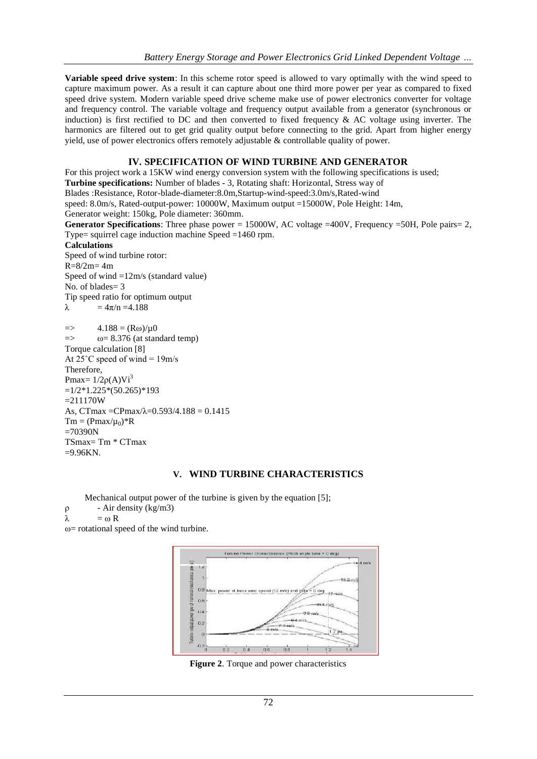**Variable speed drive system**: In this scheme rotor speed is allowed to vary optimally with the wind speed to capture maximum power. As a result it can capture about one third more power per year as compared to fixed speed drive system. Modern variable speed drive scheme make use of power electronics converter for voltage and frequency control. The variable voltage and frequency output available from a generator (synchronous or induction) is first rectified to DC and then converted to fixed frequency & AC voltage using inverter. The harmonics are filtered out to get grid quality output before connecting to the grid. Apart from higher energy yield, use of power electronics offers remotely adjustable & controllable quality of power.

## IV. SPECIFICATION OF WIND TURBINE AND GENERATOR

For this project work a 15KW wind energy conversion system with the following specifications is used;

**Turbine specifications:** Number of blades - 3, Rotating shaft: Horizontal, Stress way of Blades :Resistance, Rotor-blade-diameter:8.0m,Startup-wind-speed:3.0m/s,Rated-wind speed: 8.0m/s, Rated-output-power: 10000W, Maximum output =15000W, Pole Height: 14m, Generator weight: 150kg, Pole diameter: 360mm.

**Generator Specifications**: Three phase power = 15000W, AC voltage =400V, Frequency =50H, Pole pairs= 2, Type= squirrel cage induction machine Speed =1460 rpm.

**Calculations**

Speed of wind turbine rotor:

R=8/2m= 4m

Speed of wind =12m/s (standard value)

No. of blades= 3

Tip speed ratio for optimum output

$\lambda \quad = 4\pi/n = 4.188$

$\Rightarrow \quad 4.188 = (R\omega)/\mu 0$

$\Rightarrow \quad \omega = 8.376$ (at standard temp)

Torque calculation [8]

At 25˚C speed of wind = 19m/s

Therefore,

$P_{max} = 1/2\rho(A)Vi^3$

$=1/2*1.225*(50.265)*193$

=211170W

As, $CT_{max} = CP_{max}/\lambda = 0.593/4.188 = 0.1415$

$T_m = (P_{max}/\mu_0)*R$

=70390N

$TS_{max} = T_m * CT_{max}$

=9.96KN.

## V. WIND TURBINE CHARACTERISTICS

Mechanical output power of the turbine is given by the equation [5];

$\rho$ - Air density (kg/m3)

$\lambda \quad = \omega R$

$\omega$= rotational speed of the wind turbine.

**Figure 2**. Torque and power characteristics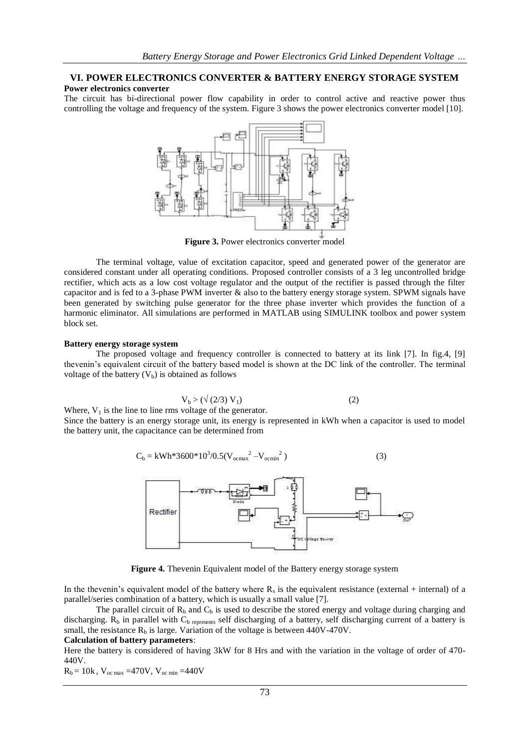## VI. POWER ELECTRONICS CONVERTER & BATTERY ENERGY STORAGE SYSTEM

**Power electronics converter**

The circuit has bi-directional power flow capability in order to control active and reactive power thus controlling the voltage and frequency of the system. Figure 3 shows the power electronics converter model [10].

**Figure 3.** Power electronics converter model

The terminal voltage, value of excitation capacitor, speed and generated power of the generator are considered constant under all operating conditions. Proposed controller consists of a 3 leg uncontrolled bridge rectifier, which acts as a low cost voltage regulator and the output of the rectifier is passed through the filter capacitor and is fed to a 3-phase PWM inverter & also to the battery energy storage system. SPWM signals have been generated by switching pulse generator for the three phase inverter which provides the function of a harmonic eliminator. All simulations are performed in MATLAB using SIMULINK toolbox and power system block set.

**Battery energy storage system**

The proposed voltage and frequency controller is connected to battery at its link [7]. In fig.4, [9] thevenin's equivalent circuit of the battery based model is shown at the DC link of the controller. The terminal voltage of the battery ($V_b$) is obtained as follows

$$V_b > (\sqrt{(2/3)}\, V_1) \qquad (2)$$

Where, $V_1$ is the line to line rms voltage of the generator.

Since the battery is an energy storage unit, its energy is represented in kWh when a capacitor is used to model the battery unit, the capacitance can be determined from

$$C_b = kWh*3600*10^3/0.5(V_{ocmax}^2 - V_{ocmin}^2) \qquad (3)$$

**Figure 4.** Thevenin Equivalent model of the Battery energy storage system

In the thevenin's equivalent model of the battery where $R_s$ is the equivalent resistance (external + internal) of a parallel/series combination of a battery, which is usually a small value [7].

The parallel circuit of $R_b$ and $C_b$ is used to describe the stored energy and voltage during charging and discharging. $R_b$ in parallel with $C_{b\ represents}$ self discharging of a battery, self discharging current of a battery is small, the resistance $R_b$ is large. Variation of the voltage is between 440V-470V.

**Calculation of battery parameters**:

Here the battery is considered of having 3kW for 8 Hrs and with the variation in the voltage of order of 470-440V.

$R_b = 10k$, $V_{oc\ max} = 470V$, $V_{oc\ min} = 440V$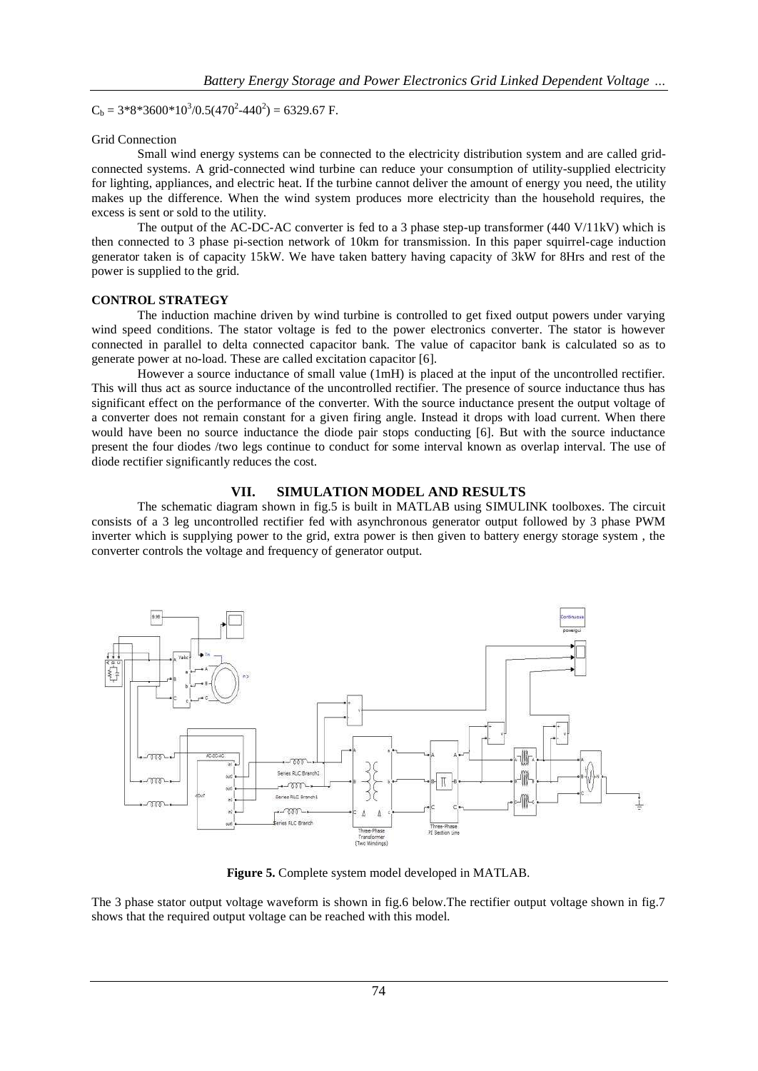$C_b = 3*8*3600*10^3/0.5(470^2-440^2) = 6329.67$ F.

Grid Connection

Small wind energy systems can be connected to the electricity distribution system and are called grid-connected systems. A grid-connected wind turbine can reduce your consumption of utility-supplied electricity for lighting, appliances, and electric heat. If the turbine cannot deliver the amount of energy you need, the utility makes up the difference. When the wind system produces more electricity than the household requires, the excess is sent or sold to the utility.

The output of the AC-DC-AC converter is fed to a 3 phase step-up transformer (440 V/11kV) which is then connected to 3 phase pi-section network of 10km for transmission. In this paper squirrel-cage induction generator taken is of capacity 15kW. We have taken battery having capacity of 3kW for 8Hrs and rest of the power is supplied to the grid.

**CONTROL STRATEGY**

The induction machine driven by wind turbine is controlled to get fixed output powers under varying wind speed conditions. The stator voltage is fed to the power electronics converter. The stator is however connected in parallel to delta connected capacitor bank. The value of capacitor bank is calculated so as to generate power at no-load. These are called excitation capacitor [6].

However a source inductance of small value (1mH) is placed at the input of the uncontrolled rectifier. This will thus act as source inductance of the uncontrolled rectifier. The presence of source inductance thus has significant effect on the performance of the converter. With the source inductance present the output voltage of a converter does not remain constant for a given firing angle. Instead it drops with load current. When there would have been no source inductance the diode pair stops conducting [6]. But with the source inductance present the four diodes /two legs continue to conduct for some interval known as overlap interval. The use of diode rectifier significantly reduces the cost.

## VII. SIMULATION MODEL AND RESULTS

The schematic diagram shown in fig.5 is built in MATLAB using SIMULINK toolboxes. The circuit consists of a 3 leg uncontrolled rectifier fed with asynchronous generator output followed by 3 phase PWM inverter which is supplying power to the grid, extra power is then given to battery energy storage system , the converter controls the voltage and frequency of generator output.

**Figure 5.** Complete system model developed in MATLAB.

The 3 phase stator output voltage waveform is shown in fig.6 below.The rectifier output voltage shown in fig.7 shows that the required output voltage can be reached with this model.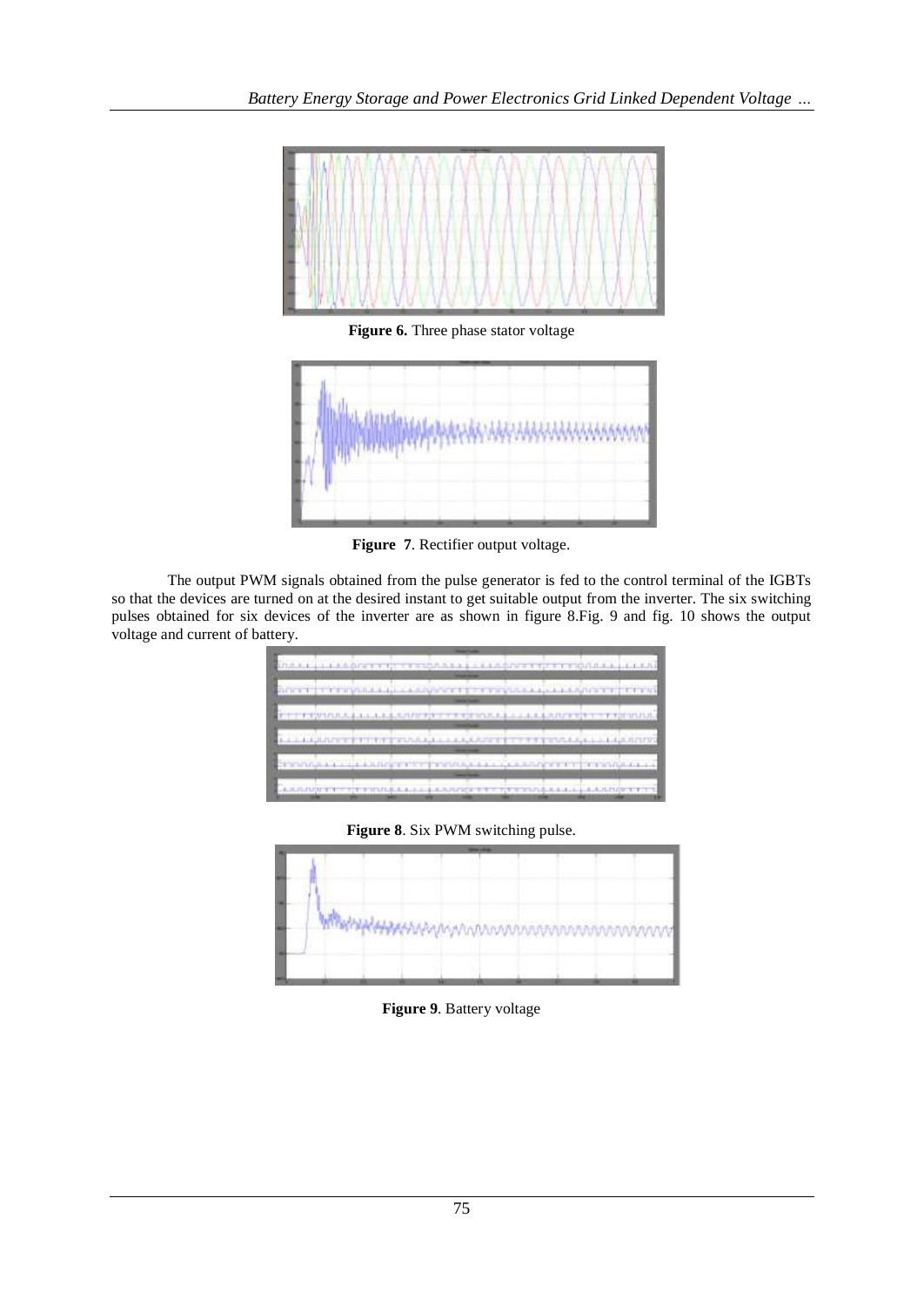Figure 6. Three phase stator voltage

Figure 7. Rectifier output voltage.

The output PWM signals obtained from the pulse generator is fed to the control terminal of the IGBTs so that the devices are turned on at the desired instant to get suitable output from the inverter. The six switching pulses obtained for six devices of the inverter are as shown in figure 8.Fig. 9 and fig. 10 shows the output voltage and current of battery.

Figure 8. Six PWM switching pulse.

Figure 9. Battery voltage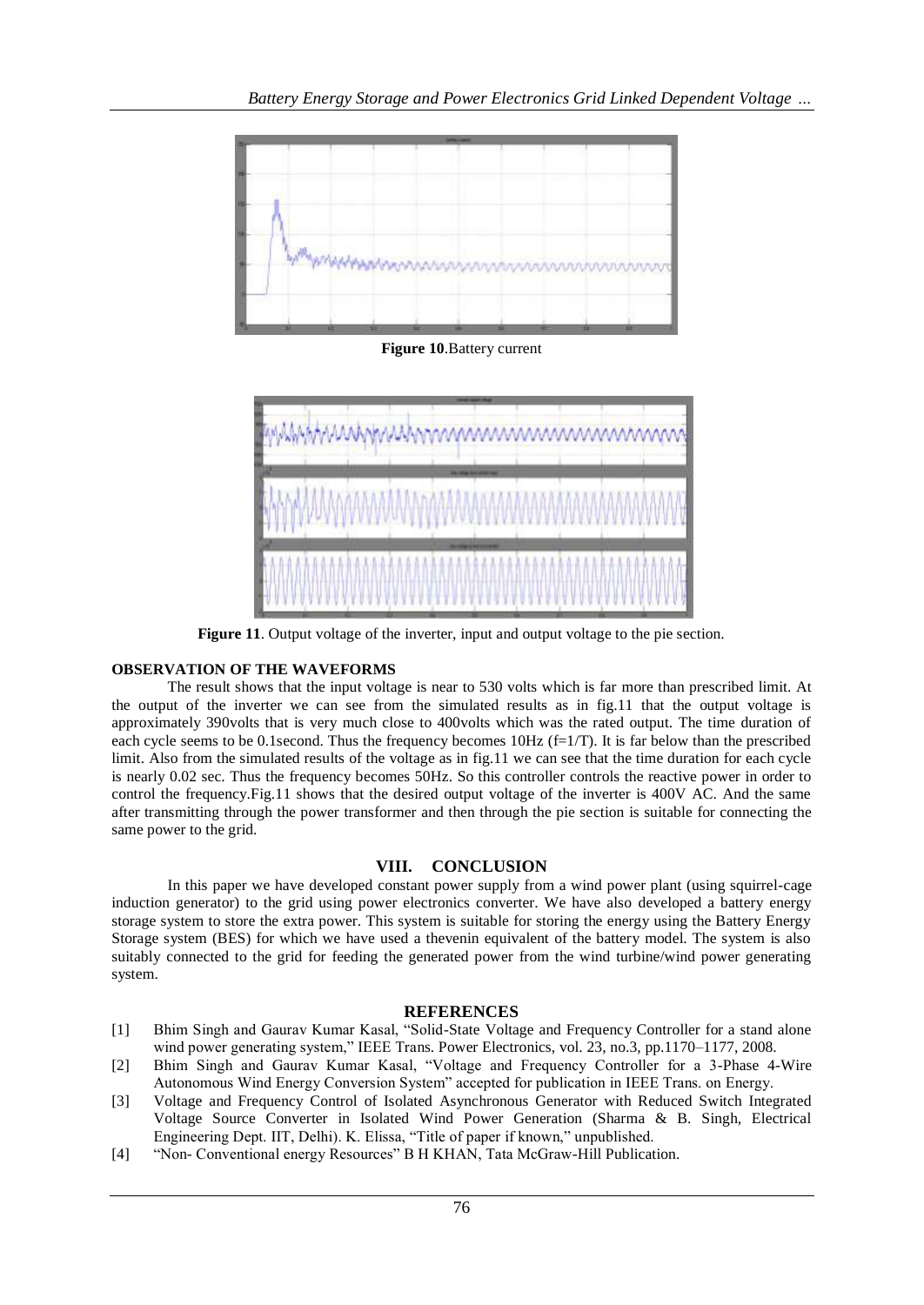**Figure 10**.Battery current

**Figure 11**. Output voltage of the inverter, input and output voltage to the pie section.

**OBSERVATION OF THE WAVEFORMS**

The result shows that the input voltage is near to 530 volts which is far more than prescribed limit. At the output of the inverter we can see from the simulated results as in fig.11 that the output voltage is approximately 390volts that is very much close to 400volts which was the rated output. The time duration of each cycle seems to be 0.1second. Thus the frequency becomes 10Hz (f=1/T). It is far below than the prescribed limit. Also from the simulated results of the voltage as in fig.11 we can see that the time duration for each cycle is nearly 0.02 sec. Thus the frequency becomes 50Hz. So this controller controls the reactive power in order to control the frequency.Fig.11 shows that the desired output voltage of the inverter is 400V AC. And the same after transmitting through the power transformer and then through the pie section is suitable for connecting the same power to the grid.

## VIII. CONCLUSION

In this paper we have developed constant power supply from a wind power plant (using squirrel-cage induction generator) to the grid using power electronics converter. We have also developed a battery energy storage system to store the extra power. This system is suitable for storing the energy using the Battery Energy Storage system (BES) for which we have used a thevenin equivalent of the battery model. The system is also suitably connected to the grid for feeding the generated power from the wind turbine/wind power generating system.

## REFERENCES

[1] Bhim Singh and Gaurav Kumar Kasal, "Solid-State Voltage and Frequency Controller for a stand alone wind power generating system," IEEE Trans. Power Electronics, vol. 23, no.3, pp.1170–1177, 2008.

[2] Bhim Singh and Gaurav Kumar Kasal, "Voltage and Frequency Controller for a 3-Phase 4-Wire Autonomous Wind Energy Conversion System" accepted for publication in IEEE Trans. on Energy.

[3] Voltage and Frequency Control of Isolated Asynchronous Generator with Reduced Switch Integrated Voltage Source Converter in Isolated Wind Power Generation (Sharma & B. Singh, Electrical Engineering Dept. IIT, Delhi). K. Elissa, "Title of paper if known," unpublished.

[4] "Non- Conventional energy Resources" B H KHAN, Tata McGraw-Hill Publication.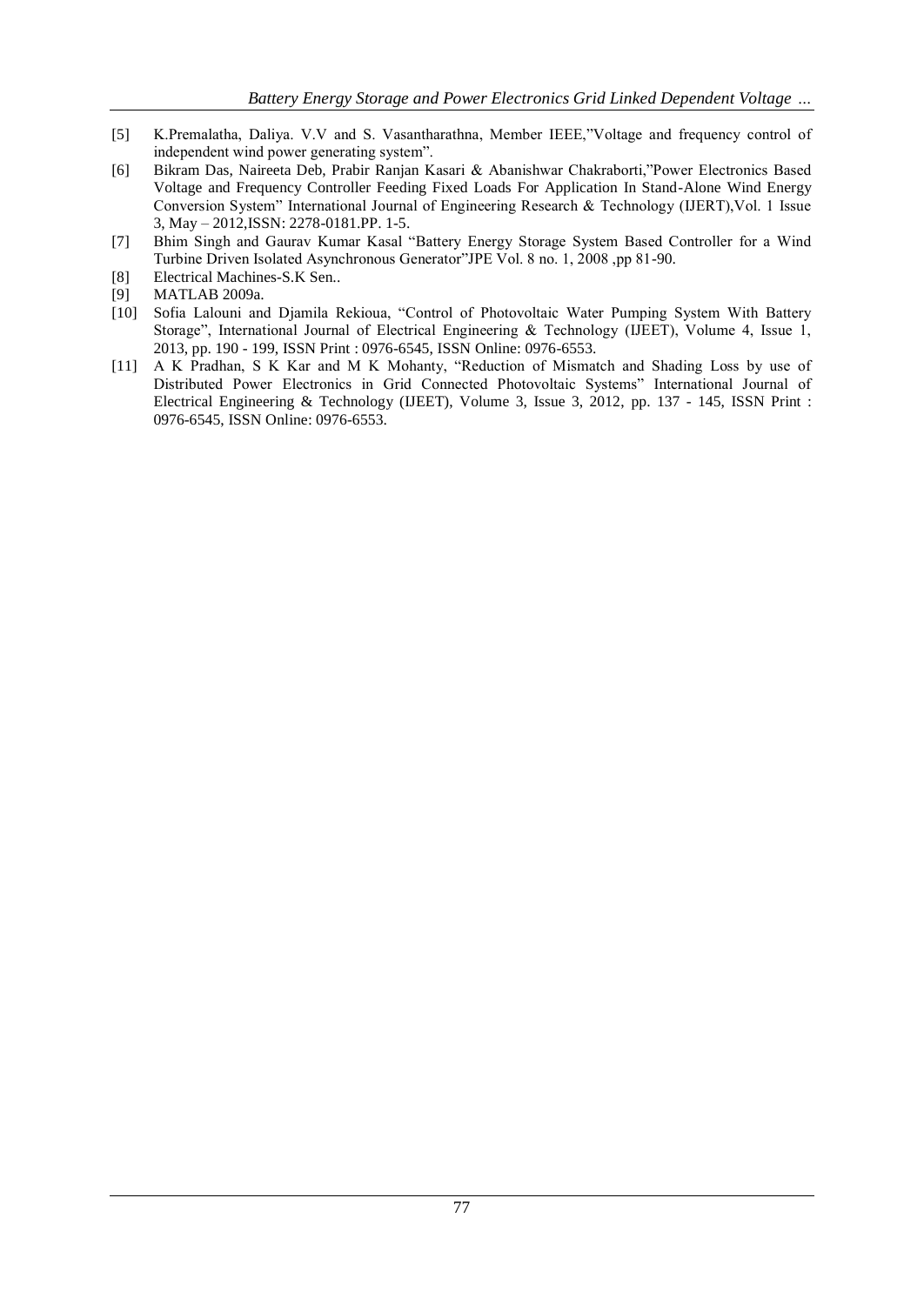[5] K.Premalatha, Daliya. V.V and S. Vasantharathna, Member IEEE,"Voltage and frequency control of independent wind power generating system".

[6] Bikram Das, Naireeta Deb, Prabir Ranjan Kasari & Abanishwar Chakraborti,"Power Electronics Based Voltage and Frequency Controller Feeding Fixed Loads For Application In Stand-Alone Wind Energy Conversion System" International Journal of Engineering Research & Technology (IJERT),Vol. 1 Issue 3, May – 2012,ISSN: 2278-0181.PP. 1-5.

[7] Bhim Singh and Gaurav Kumar Kasal "Battery Energy Storage System Based Controller for a Wind Turbine Driven Isolated Asynchronous Generator"JPE Vol. 8 no. 1, 2008 ,pp 81-90.

[8] Electrical Machines-S.K Sen..

[9] MATLAB 2009a.

[10] Sofia Lalouni and Djamila Rekioua, "Control of Photovoltaic Water Pumping System With Battery Storage", International Journal of Electrical Engineering & Technology (IJEET), Volume 4, Issue 1, 2013, pp. 190 - 199, ISSN Print : 0976-6545, ISSN Online: 0976-6553.

[11] A K Pradhan, S K Kar and M K Mohanty, "Reduction of Mismatch and Shading Loss by use of Distributed Power Electronics in Grid Connected Photovoltaic Systems" International Journal of Electrical Engineering & Technology (IJEET), Volume 3, Issue 3, 2012, pp. 137 - 145, ISSN Print : 0976-6545, ISSN Online: 0976-6553.